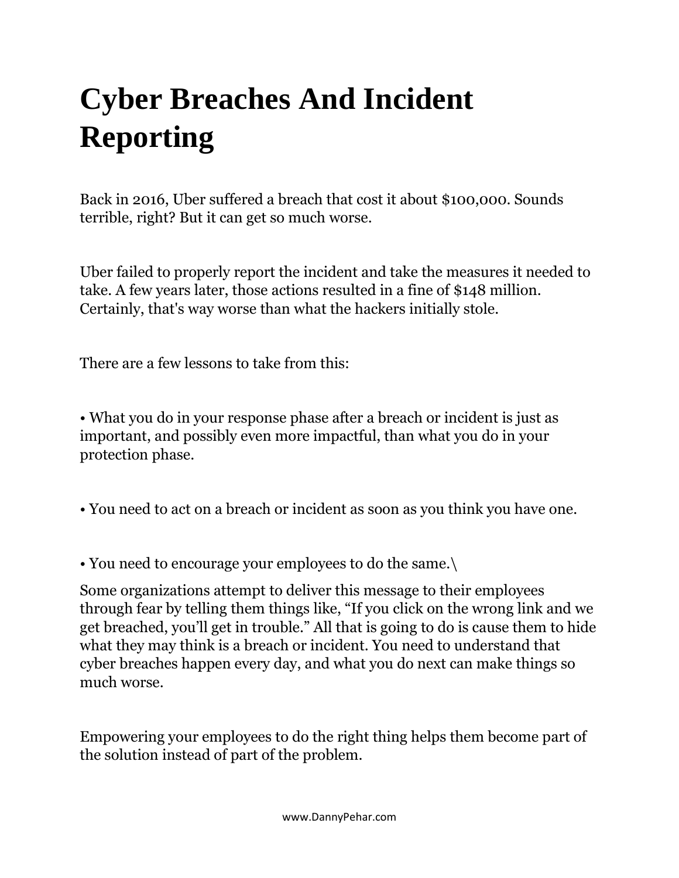# Cyber Breaches And Incident Reporting

Back in 2016, Uber suffered a breach that cost it about $100,000. Sounds terrible, right? But it can get so much worse.

Uber failed to properly report the incident and take the measures it needed to take. A few years later, those actions resulted in a fine of $148 million. Certainly, that's way worse than what the hackers initially stole.

There are a few lessons to take from this:

- What you do in your response phase after a breach or incident is just as important, and possibly even more impactful, than what you do in your protection phase.

- You need to act on a breach or incident as soon as you think you have one.

- You need to encourage your employees to do the same.\

Some organizations attempt to deliver this message to their employees through fear by telling them things like, "If you click on the wrong link and we get breached, you'll get in trouble." All that is going to do is cause them to hide what they may think is a breach or incident. You need to understand that cyber breaches happen every day, and what you do next can make things so much worse.

Empowering your employees to do the right thing helps them become part of the solution instead of part of the problem.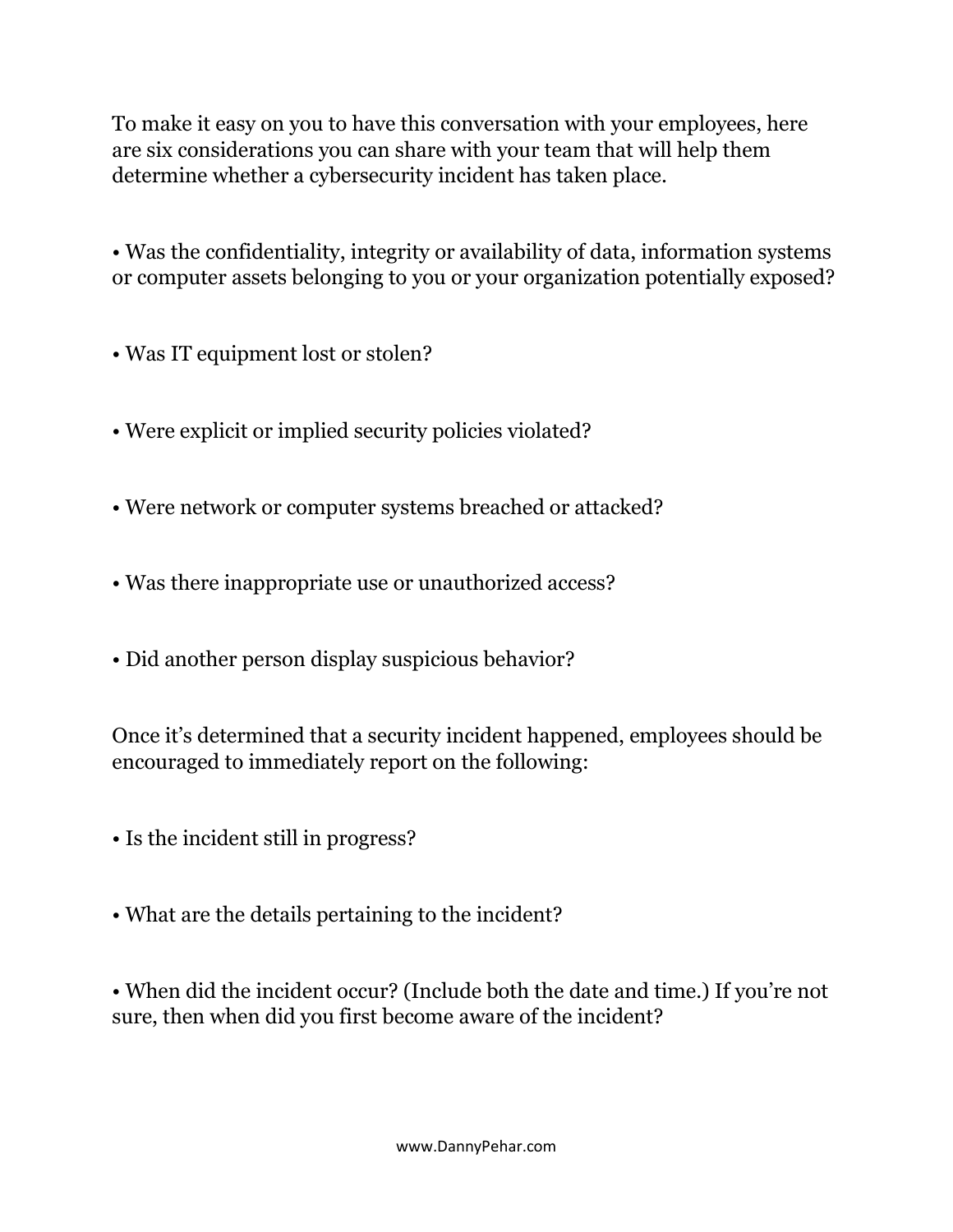To make it easy on you to have this conversation with your employees, here are six considerations you can share with your team that will help them determine whether a cybersecurity incident has taken place.

- Was the confidentiality, integrity or availability of data, information systems or computer assets belonging to you or your organization potentially exposed?

- Was IT equipment lost or stolen?

- Were explicit or implied security policies violated?

- Were network or computer systems breached or attacked?

- Was there inappropriate use or unauthorized access?

- Did another person display suspicious behavior?

Once it's determined that a security incident happened, employees should be encouraged to immediately report on the following:

- Is the incident still in progress?

- What are the details pertaining to the incident?

- When did the incident occur? (Include both the date and time.) If you're not sure, then when did you first become aware of the incident?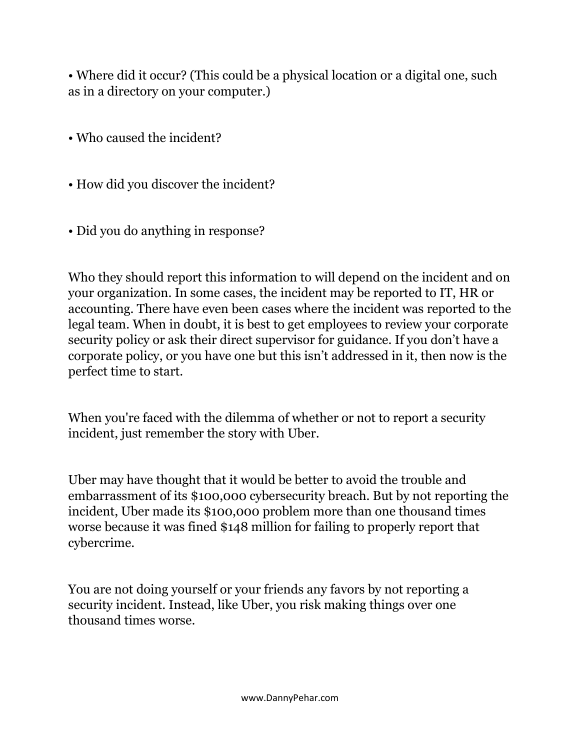- Where did it occur? (This could be a physical location or a digital one, such as in a directory on your computer.)

- Who caused the incident?

- How did you discover the incident?

- Did you do anything in response?

Who they should report this information to will depend on the incident and on your organization. In some cases, the incident may be reported to IT, HR or accounting. There have even been cases where the incident was reported to the legal team. When in doubt, it is best to get employees to review your corporate security policy or ask their direct supervisor for guidance. If you don't have a corporate policy, or you have one but this isn't addressed in it, then now is the perfect time to start.

When you're faced with the dilemma of whether or not to report a security incident, just remember the story with Uber.

Uber may have thought that it would be better to avoid the trouble and embarrassment of its $100,000 cybersecurity breach. But by not reporting the incident, Uber made its $100,000 problem more than one thousand times worse because it was fined $148 million for failing to properly report that cybercrime.

You are not doing yourself or your friends any favors by not reporting a security incident. Instead, like Uber, you risk making things over one thousand times worse.